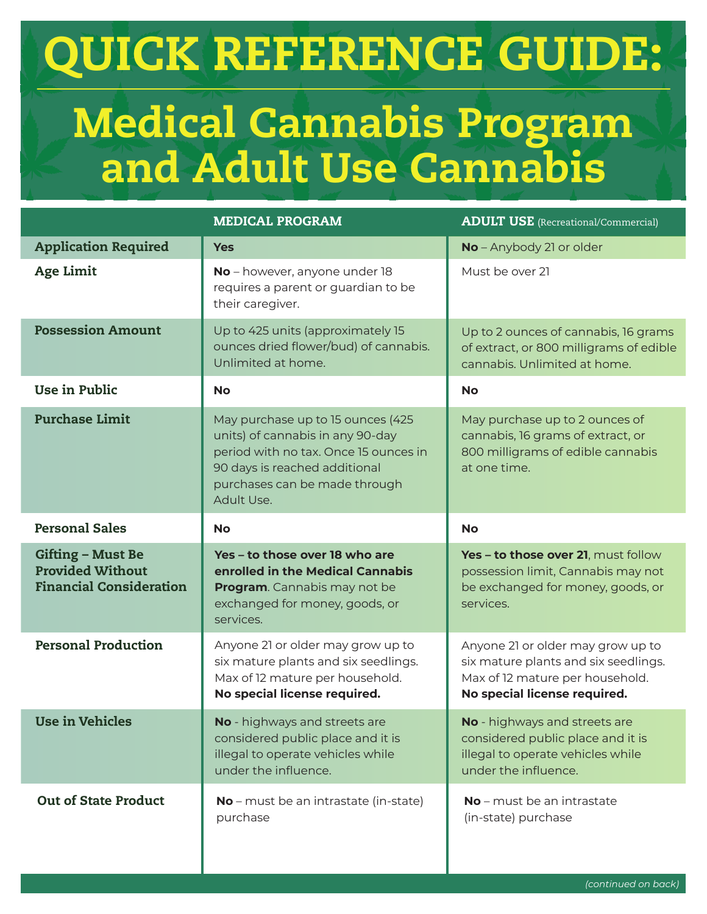# QUICK REFERENCE GUIDE:

## Medical Cannabis Program and Adult Use Cannabis

| | MEDICAL PROGRAM | ADULT USE (Recreational/Commercial) |
|---|---|---|
| **Application Required** | **Yes** | **No** – Anybody 21 or older |
| **Age Limit** | **No** – however, anyone under 18 requires a parent or guardian to be their caregiver. | Must be over 21 |
| **Possession Amount** | Up to 425 units (approximately 15 ounces dried flower/bud) of cannabis. Unlimited at home. | Up to 2 ounces of cannabis, 16 grams of extract, or 800 milligrams of edible cannabis. Unlimited at home. |
| **Use in Public** | **No** | **No** |
| **Purchase Limit** | May purchase up to 15 ounces (425 units) of cannabis in any 90-day period with no tax. Once 15 ounces in 90 days is reached additional purchases can be made through Adult Use. | May purchase up to 2 ounces of cannabis, 16 grams of extract, or 800 milligrams of edible cannabis at one time. |
| **Personal Sales** | **No** | **No** |
| **Gifting – Must Be Provided Without Financial Consideration** | **Yes – to those over 18 who are enrolled in the Medical Cannabis Program**. Cannabis may not be exchanged for money, goods, or services. | **Yes – to those over 21**, must follow possession limit, Cannabis may not be exchanged for money, goods, or services. |
| **Personal Production** | Anyone 21 or older may grow up to six mature plants and six seedlings. Max of 12 mature per household. **No special license required.** | Anyone 21 or older may grow up to six mature plants and six seedlings. Max of 12 mature per household. **No special license required.** |
| **Use in Vehicles** | **No** - highways and streets are considered public place and it is illegal to operate vehicles while under the influence. | **No** - highways and streets are considered public place and it is illegal to operate vehicles while under the influence. |
| **Out of State Product** | **No** – must be an intrastate (in-state) purchase | **No** – must be an intrastate (in-state) purchase |

*(continued on back)*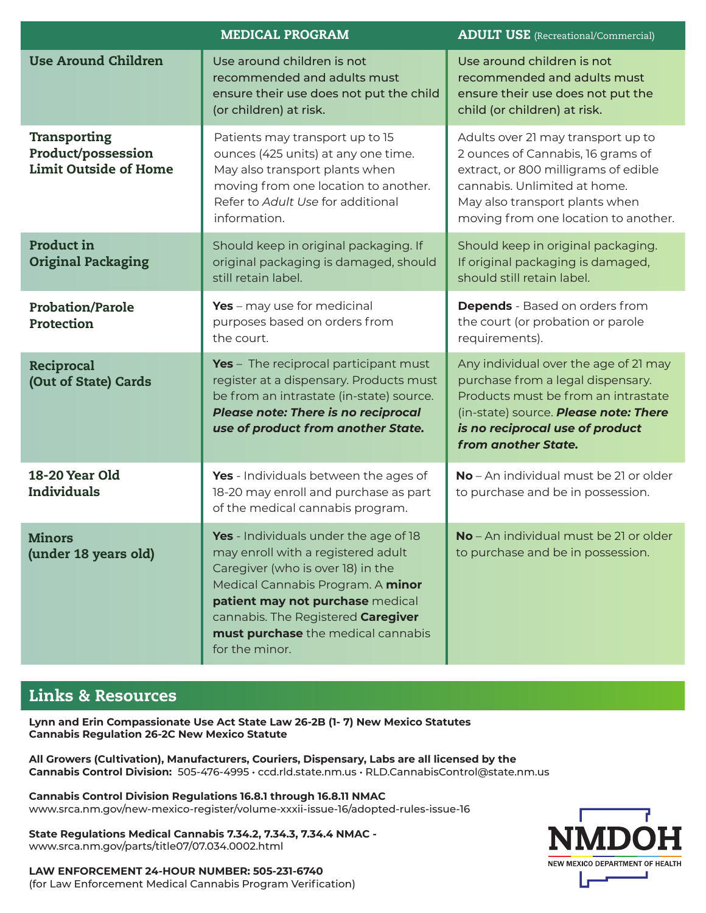| | MEDICAL PROGRAM | ADULT USE (Recreational/Commercial) |
|---|---|---|
| **Use Around Children** | Use around children is not recommended and adults must ensure their use does not put the child (or children) at risk. | Use around children is not recommended and adults must ensure their use does not put the child (or children) at risk. |
| **Transporting Product/possession Limit Outside of Home** | Patients may transport up to 15 ounces (425 units) at any one time. May also transport plants when moving from one location to another. Refer to *Adult Use* for additional information. | Adults over 21 may transport up to 2 ounces of Cannabis, 16 grams of extract, or 800 milligrams of edible cannabis. Unlimited at home. May also transport plants when moving from one location to another. |
| **Product in Original Packaging** | Should keep in original packaging. If original packaging is damaged, should still retain label. | Should keep in original packaging. If original packaging is damaged, should still retain label. |
| **Probation/Parole Protection** | **Yes** – may use for medicinal purposes based on orders from the court. | **Depends** - Based on orders from the court (or probation or parole requirements). |
| **Reciprocal (Out of State) Cards** | **Yes** – The reciprocal participant must register at a dispensary. Products must be from an intrastate (in-state) source. ***Please note: There is no reciprocal use of product from another State.*** | Any individual over the age of 21 may purchase from a legal dispensary. Products must be from an intrastate (in-state) source. ***Please note: There is no reciprocal use of product from another State.*** |
| **18-20 Year Old Individuals** | **Yes** - Individuals between the ages of 18-20 may enroll and purchase as part of the medical cannabis program. | **No** – An individual must be 21 or older to purchase and be in possession. |
| **Minors (under 18 years old)** | **Yes** - Individuals under the age of 18 may enroll with a registered adult Caregiver (who is over 18) in the Medical Cannabis Program. A **minor patient may not purchase** medical cannabis. The Registered **Caregiver must purchase** the medical cannabis for the minor. | **No** – An individual must be 21 or older to purchase and be in possession. |

## Links & Resources

**Lynn and Erin Compassionate Use Act State Law 26-2B (1- 7) New Mexico Statutes**
**Cannabis Regulation 26-2C New Mexico Statute**

**All Growers (Cultivation), Manufacturers, Couriers, Dispensary, Labs are all licensed by the Cannabis Control Division:** 505-476-4995 • ccd.rld.state.nm.us • RLD.CannabisControl@state.nm.us

**Cannabis Control Division Regulations 16.8.1 through 16.8.11 NMAC**
www.srca.nm.gov/new-mexico-register/volume-xxxii-issue-16/adopted-rules-issue-16

**State Regulations Medical Cannabis 7.34.2, 7.34.3, 7.34.4 NMAC -**
www.srca.nm.gov/parts/title07/07.034.0002.html

**LAW ENFORCEMENT 24-HOUR NUMBER: 505-231-6740**
(for Law Enforcement Medical Cannabis Program Verification)

NMDOH
NEW MEXICO DEPARTMENT OF HEALTH